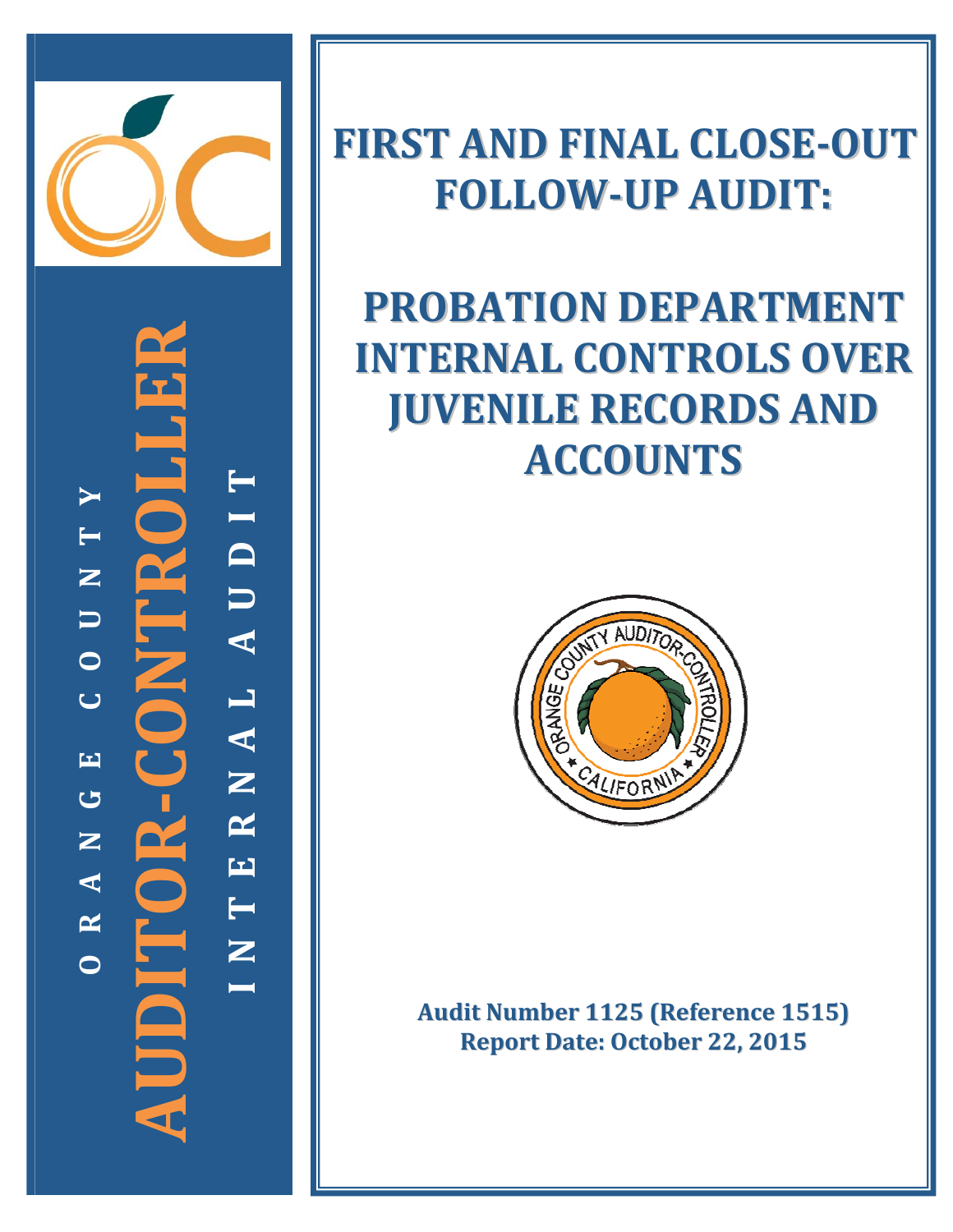ORANGE COUNTY

AUDITOR-CONTROLLER

INTERNAL AUDIT

# FIRST AND FINAL CLOSE-OUT FOLLOW-UP AUDIT:

# PROBATION DEPARTMENT INTERNAL CONTROLS OVER JUVENILE RECORDS AND ACCOUNTS

**Audit Number 1125 (Reference 1515)**
**Report Date: October 22, 2015**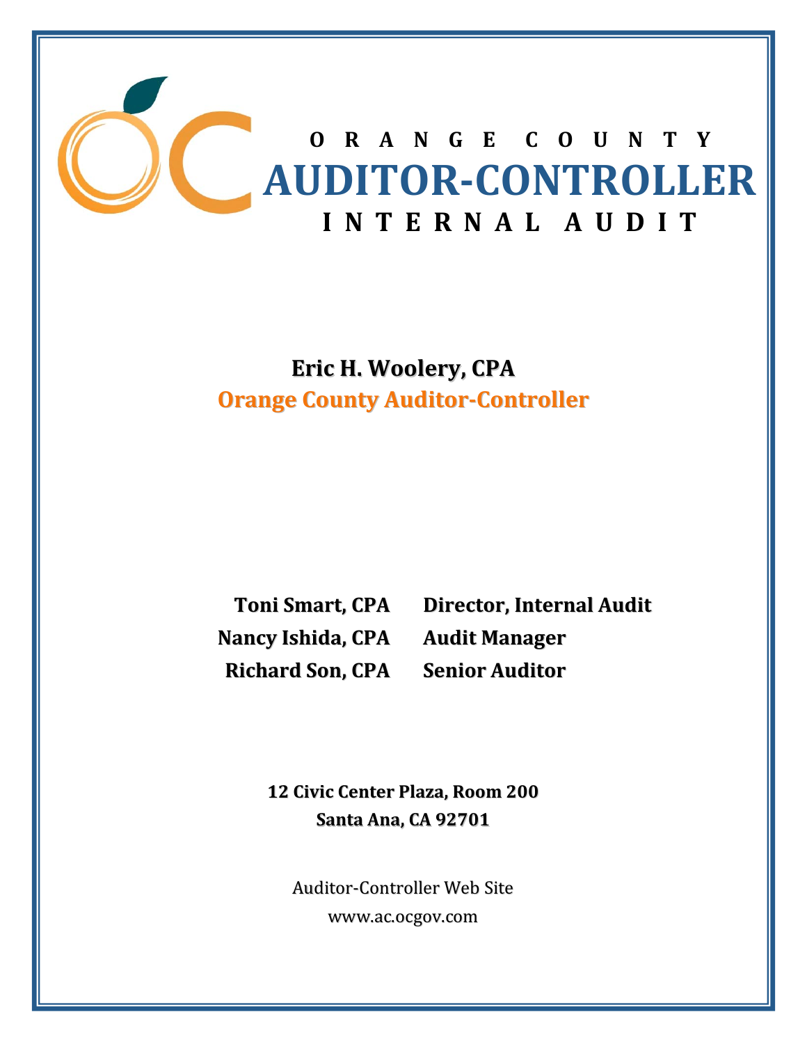# ORANGE COUNTY
# AUDITOR-CONTROLLER
## INTERNAL AUDIT

**Eric H. Woolery, CPA**
**Orange County Auditor-Controller**

| | |
|---|---|
| **Toni Smart, CPA** | **Director, Internal Audit** |
| **Nancy Ishida, CPA** | **Audit Manager** |
| **Richard Son, CPA** | **Senior Auditor** |

**12 Civic Center Plaza, Room 200**
**Santa Ana, CA 92701**

Auditor-Controller Web Site
www.ac.ocgov.com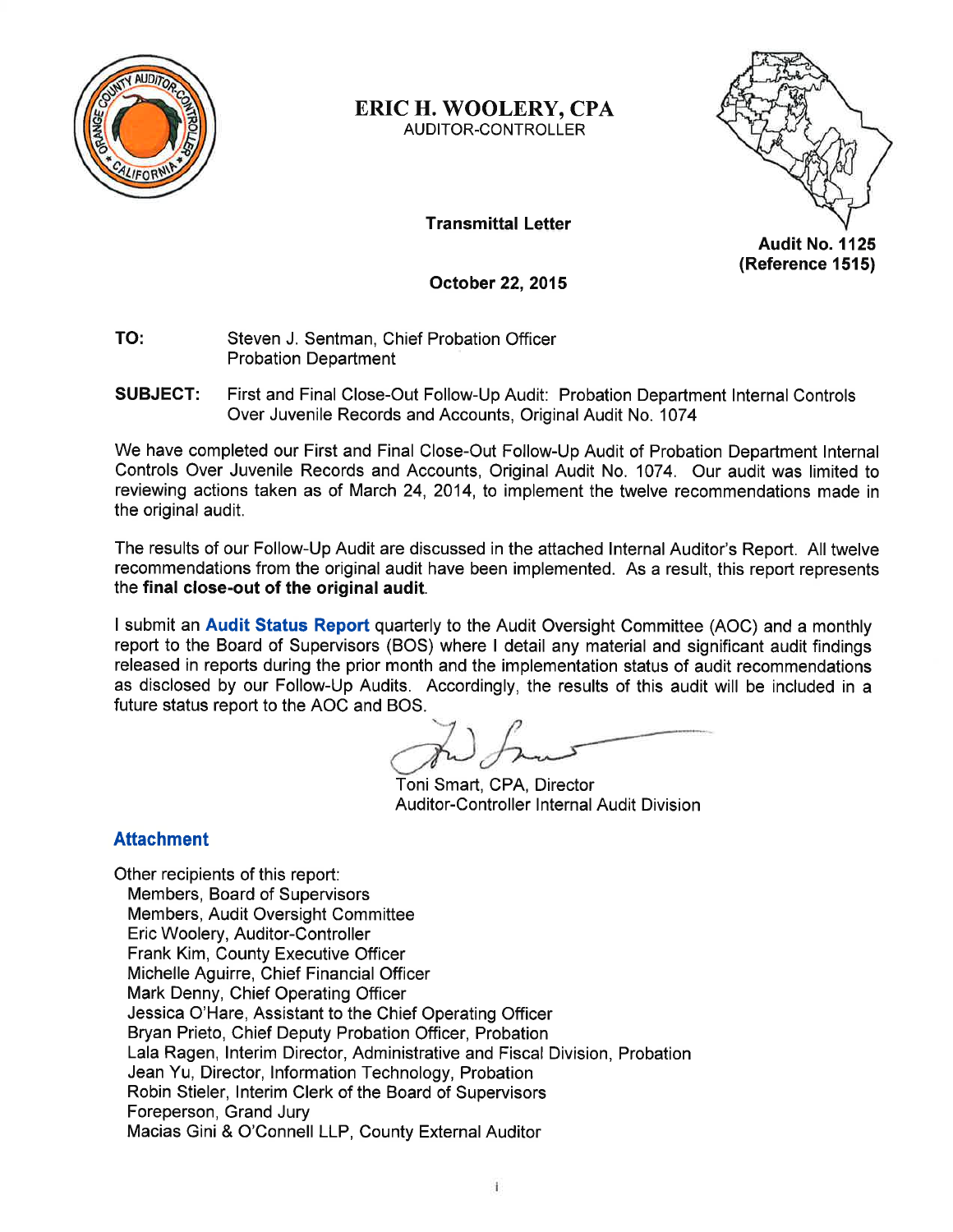**ERIC H. WOOLERY, CPA**
AUDITOR-CONTROLLER

**Transmittal Letter**

**Audit No. 1125**
**(Reference 1515)**

**October 22, 2015**

**TO:** Steven J. Sentman, Chief Probation Officer
Probation Department

**SUBJECT:** First and Final Close-Out Follow-Up Audit: Probation Department Internal Controls Over Juvenile Records and Accounts, Original Audit No. 1074

We have completed our First and Final Close-Out Follow-Up Audit of Probation Department Internal Controls Over Juvenile Records and Accounts, Original Audit No. 1074. Our audit was limited to reviewing actions taken as of March 24, 2014, to implement the twelve recommendations made in the original audit.

The results of our Follow-Up Audit are discussed in the attached Internal Auditor's Report. All twelve recommendations from the original audit have been implemented. As a result, this report represents the **final close-out of the original audit**.

I submit an **Audit Status Report** quarterly to the Audit Oversight Committee (AOC) and a monthly report to the Board of Supervisors (BOS) where I detail any material and significant audit findings released in reports during the prior month and the implementation status of audit recommendations as disclosed by our Follow-Up Audits. Accordingly, the results of this audit will be included in a future status report to the AOC and BOS.

Toni Smart, CPA, Director
Auditor-Controller Internal Audit Division

### Attachment

Other recipients of this report:
- Members, Board of Supervisors
- Members, Audit Oversight Committee
- Eric Woolery, Auditor-Controller
- Frank Kim, County Executive Officer
- Michelle Aguirre, Chief Financial Officer
- Mark Denny, Chief Operating Officer
- Jessica O'Hare, Assistant to the Chief Operating Officer
- Bryan Prieto, Chief Deputy Probation Officer, Probation
- Lala Ragen, Interim Director, Administrative and Fiscal Division, Probation
- Jean Yu, Director, Information Technology, Probation
- Robin Stieler, Interim Clerk of the Board of Supervisors
- Foreperson, Grand Jury
- Macias Gini & O'Connell LLP, County External Auditor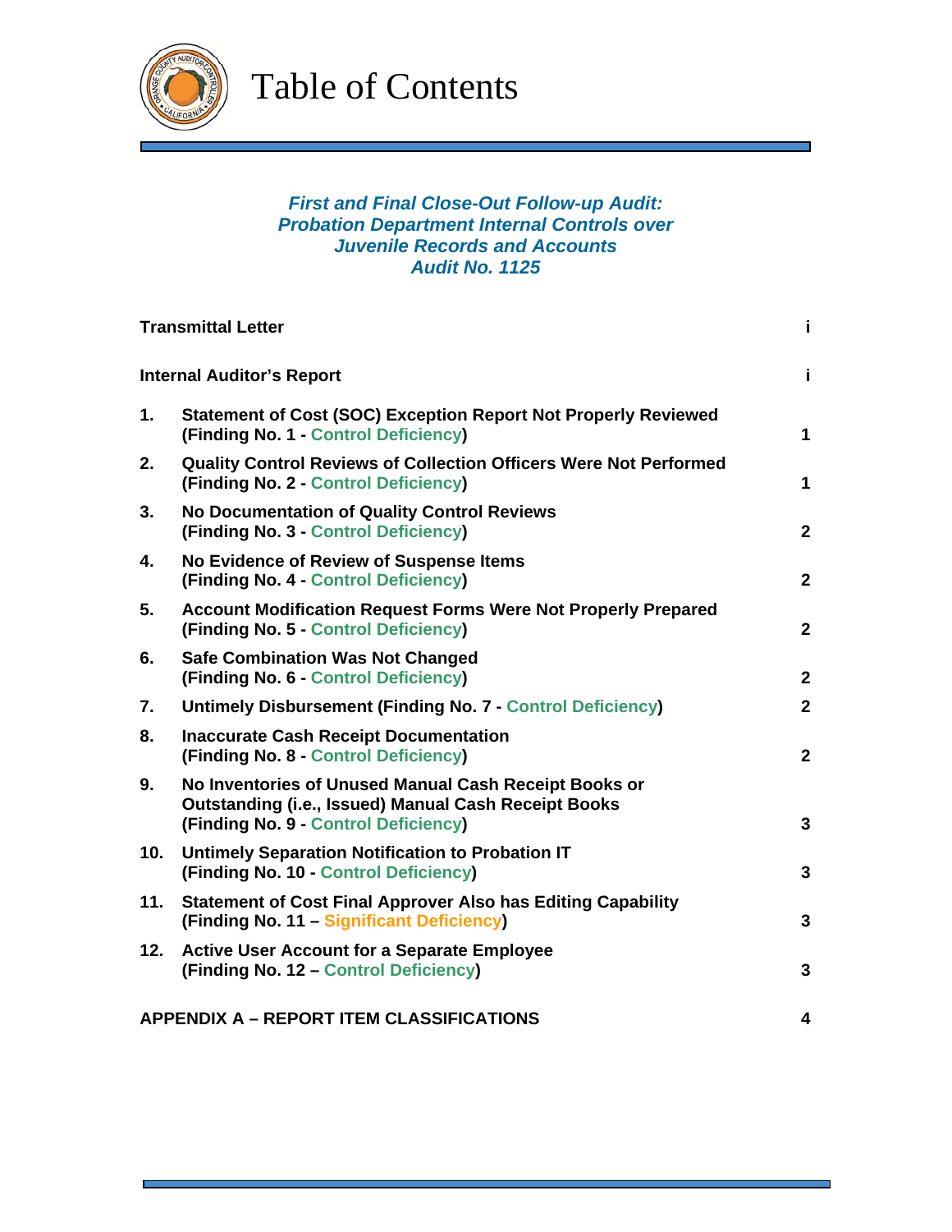# Table of Contents

***First and Final Close-Out Follow-up Audit:***
***Probation Department Internal Controls over***
***Juvenile Records and Accounts***
***Audit No. 1125***

| | | |
|---|---|---|
| **Transmittal Letter** | | **i** |
| **Internal Auditor's Report** | | **i** |
| **1.** | **Statement of Cost (SOC) Exception Report Not Properly Reviewed (Finding No. 1 - Control Deficiency)** | **1** |
| **2.** | **Quality Control Reviews of Collection Officers Were Not Performed (Finding No. 2 - Control Deficiency)** | **1** |
| **3.** | **No Documentation of Quality Control Reviews (Finding No. 3 - Control Deficiency)** | **2** |
| **4.** | **No Evidence of Review of Suspense Items (Finding No. 4 - Control Deficiency)** | **2** |
| **5.** | **Account Modification Request Forms Were Not Properly Prepared (Finding No. 5 - Control Deficiency)** | **2** |
| **6.** | **Safe Combination Was Not Changed (Finding No. 6 - Control Deficiency)** | **2** |
| **7.** | **Untimely Disbursement (Finding No. 7 - Control Deficiency)** | **2** |
| **8.** | **Inaccurate Cash Receipt Documentation (Finding No. 8 - Control Deficiency)** | **2** |
| **9.** | **No Inventories of Unused Manual Cash Receipt Books or Outstanding (i.e., Issued) Manual Cash Receipt Books (Finding No. 9 - Control Deficiency)** | **3** |
| **10.** | **Untimely Separation Notification to Probation IT (Finding No. 10 - Control Deficiency)** | **3** |
| **11.** | **Statement of Cost Final Approver Also has Editing Capability (Finding No. 11 – Significant Deficiency)** | **3** |
| **12.** | **Active User Account for a Separate Employee (Finding No. 12 – Control Deficiency)** | **3** |
| **APPENDIX A – REPORT ITEM CLASSIFICATIONS** | | **4** |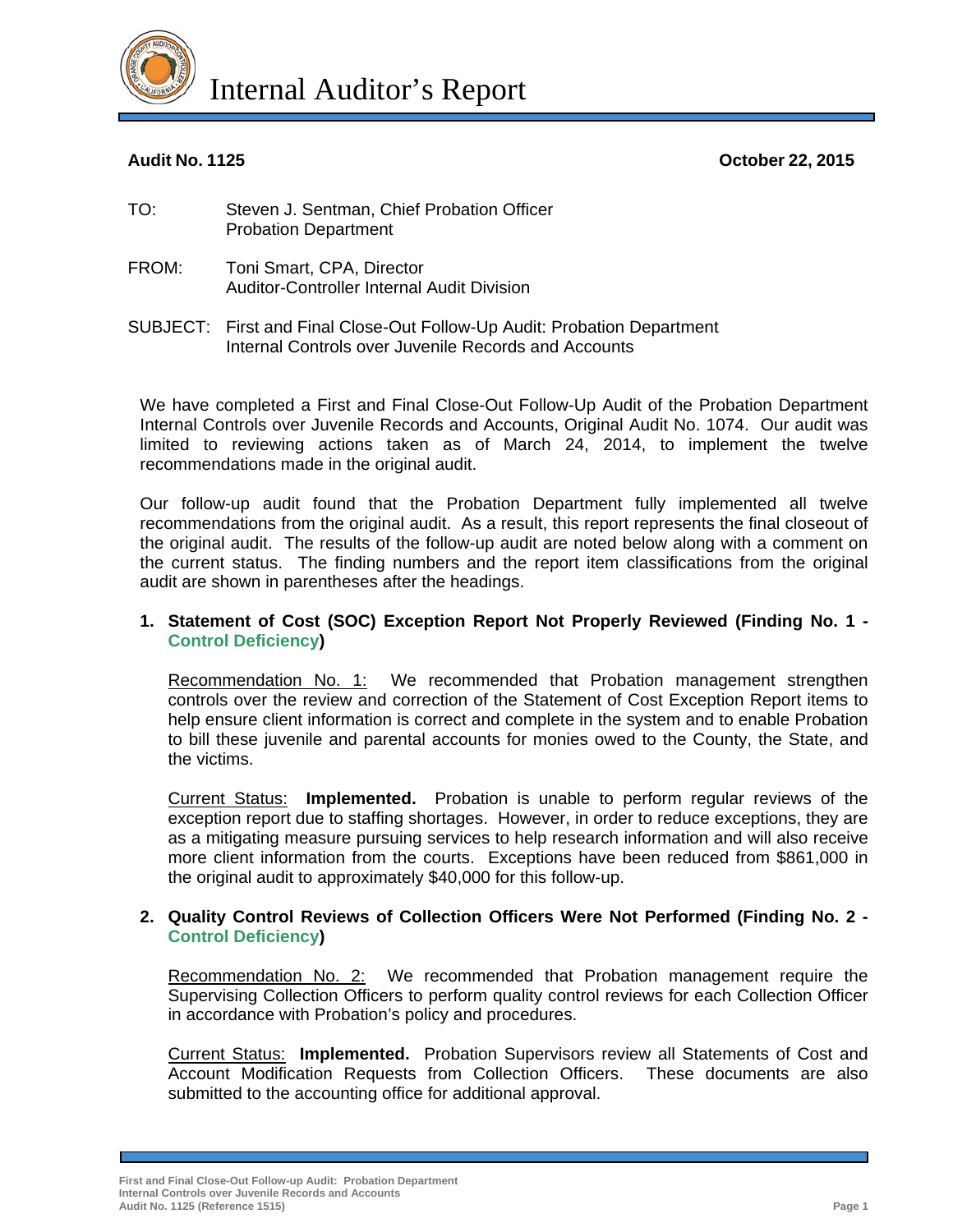# Internal Auditor's Report

**Audit No. 1125** **October 22, 2015**

TO: Steven J. Sentman, Chief Probation Officer
Probation Department

FROM: Toni Smart, CPA, Director
Auditor-Controller Internal Audit Division

SUBJECT: First and Final Close-Out Follow-Up Audit: Probation Department Internal Controls over Juvenile Records and Accounts

We have completed a First and Final Close-Out Follow-Up Audit of the Probation Department Internal Controls over Juvenile Records and Accounts, Original Audit No. 1074. Our audit was limited to reviewing actions taken as of March 24, 2014, to implement the twelve recommendations made in the original audit.

Our follow-up audit found that the Probation Department fully implemented all twelve recommendations from the original audit. As a result, this report represents the final closeout of the original audit. The results of the follow-up audit are noted below along with a comment on the current status. The finding numbers and the report item classifications from the original audit are shown in parentheses after the headings.

**1. Statement of Cost (SOC) Exception Report Not Properly Reviewed (Finding No. 1 - Control Deficiency)**

Recommendation No. 1: We recommended that Probation management strengthen controls over the review and correction of the Statement of Cost Exception Report items to help ensure client information is correct and complete in the system and to enable Probation to bill these juvenile and parental accounts for monies owed to the County, the State, and the victims.

Current Status: **Implemented.** Probation is unable to perform regular reviews of the exception report due to staffing shortages. However, in order to reduce exceptions, they are as a mitigating measure pursuing services to help research information and will also receive more client information from the courts. Exceptions have been reduced from $861,000 in the original audit to approximately $40,000 for this follow-up.

**2. Quality Control Reviews of Collection Officers Were Not Performed (Finding No. 2 - Control Deficiency)**

Recommendation No. 2: We recommended that Probation management require the Supervising Collection Officers to perform quality control reviews for each Collection Officer in accordance with Probation's policy and procedures.

Current Status: **Implemented.** Probation Supervisors review all Statements of Cost and Account Modification Requests from Collection Officers. These documents are also submitted to the accounting office for additional approval.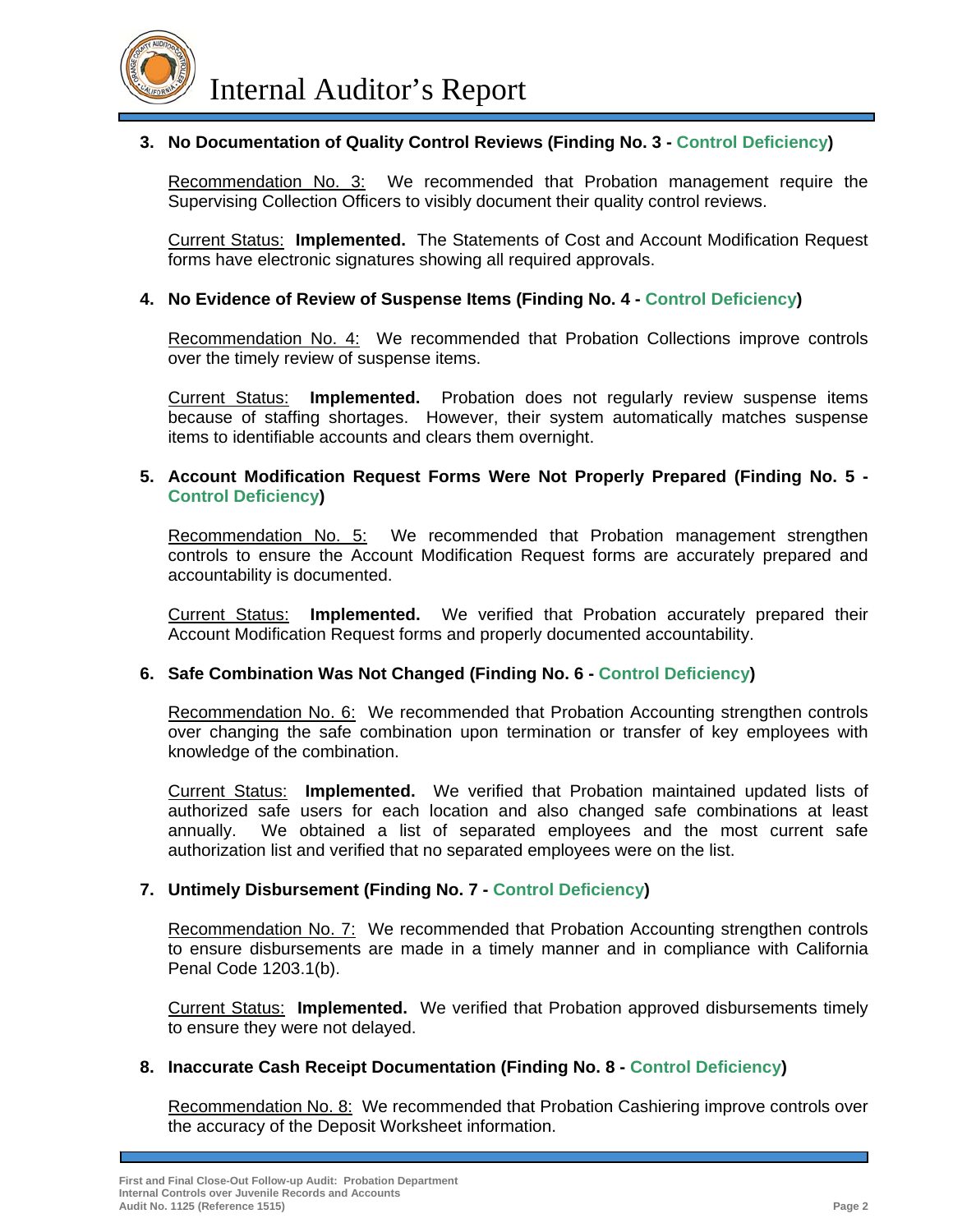**3. No Documentation of Quality Control Reviews (Finding No. 3 - Control Deficiency)**

Recommendation No. 3: We recommended that Probation management require the Supervising Collection Officers to visibly document their quality control reviews.

Current Status: **Implemented.** The Statements of Cost and Account Modification Request forms have electronic signatures showing all required approvals.

**4. No Evidence of Review of Suspense Items (Finding No. 4 - Control Deficiency)**

Recommendation No. 4: We recommended that Probation Collections improve controls over the timely review of suspense items.

Current Status: **Implemented.** Probation does not regularly review suspense items because of staffing shortages. However, their system automatically matches suspense items to identifiable accounts and clears them overnight.

**5. Account Modification Request Forms Were Not Properly Prepared (Finding No. 5 - Control Deficiency)**

Recommendation No. 5: We recommended that Probation management strengthen controls to ensure the Account Modification Request forms are accurately prepared and accountability is documented.

Current Status: **Implemented.** We verified that Probation accurately prepared their Account Modification Request forms and properly documented accountability.

**6. Safe Combination Was Not Changed (Finding No. 6 - Control Deficiency)**

Recommendation No. 6: We recommended that Probation Accounting strengthen controls over changing the safe combination upon termination or transfer of key employees with knowledge of the combination.

Current Status: **Implemented.** We verified that Probation maintained updated lists of authorized safe users for each location and also changed safe combinations at least annually. We obtained a list of separated employees and the most current safe authorization list and verified that no separated employees were on the list.

**7. Untimely Disbursement (Finding No. 7 - Control Deficiency)**

Recommendation No. 7: We recommended that Probation Accounting strengthen controls to ensure disbursements are made in a timely manner and in compliance with California Penal Code 1203.1(b).

Current Status: **Implemented.** We verified that Probation approved disbursements timely to ensure they were not delayed.

**8. Inaccurate Cash Receipt Documentation (Finding No. 8 - Control Deficiency)**

Recommendation No. 8: We recommended that Probation Cashiering improve controls over the accuracy of the Deposit Worksheet information.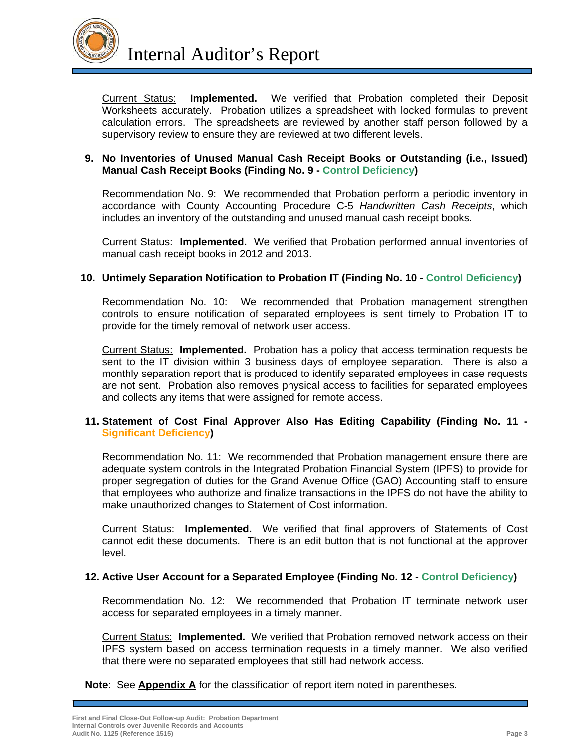Current Status: **Implemented.** We verified that Probation completed their Deposit Worksheets accurately. Probation utilizes a spreadsheet with locked formulas to prevent calculation errors. The spreadsheets are reviewed by another staff person followed by a supervisory review to ensure they are reviewed at two different levels.

**9. No Inventories of Unused Manual Cash Receipt Books or Outstanding (i.e., Issued) Manual Cash Receipt Books (Finding No. 9 - Control Deficiency)**

Recommendation No. 9: We recommended that Probation perform a periodic inventory in accordance with County Accounting Procedure C-5 *Handwritten Cash Receipts*, which includes an inventory of the outstanding and unused manual cash receipt books.

Current Status: **Implemented.** We verified that Probation performed annual inventories of manual cash receipt books in 2012 and 2013.

**10. Untimely Separation Notification to Probation IT (Finding No. 10 - Control Deficiency)**

Recommendation No. 10: We recommended that Probation management strengthen controls to ensure notification of separated employees is sent timely to Probation IT to provide for the timely removal of network user access.

Current Status: **Implemented.** Probation has a policy that access termination requests be sent to the IT division within 3 business days of employee separation. There is also a monthly separation report that is produced to identify separated employees in case requests are not sent. Probation also removes physical access to facilities for separated employees and collects any items that were assigned for remote access.

**11. Statement of Cost Final Approver Also Has Editing Capability (Finding No. 11 - Significant Deficiency)**

Recommendation No. 11: We recommended that Probation management ensure there are adequate system controls in the Integrated Probation Financial System (IPFS) to provide for proper segregation of duties for the Grand Avenue Office (GAO) Accounting staff to ensure that employees who authorize and finalize transactions in the IPFS do not have the ability to make unauthorized changes to Statement of Cost information.

Current Status: **Implemented.** We verified that final approvers of Statements of Cost cannot edit these documents. There is an edit button that is not functional at the approver level.

**12. Active User Account for a Separated Employee (Finding No. 12 - Control Deficiency)**

Recommendation No. 12: We recommended that Probation IT terminate network user access for separated employees in a timely manner.

Current Status: **Implemented.** We verified that Probation removed network access on their IPFS system based on access termination requests in a timely manner. We also verified that there were no separated employees that still had network access.

**Note**: See **Appendix A** for the classification of report item noted in parentheses.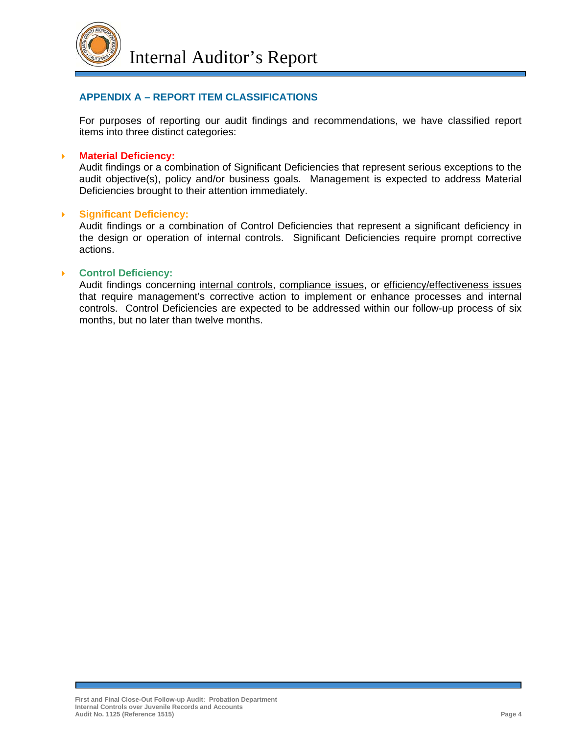## APPENDIX A – REPORT ITEM CLASSIFICATIONS

For purposes of reporting our audit findings and recommendations, we have classified report items into three distinct categories:

- **Material Deficiency:**
  Audit findings or a combination of Significant Deficiencies that represent serious exceptions to the audit objective(s), policy and/or business goals. Management is expected to address Material Deficiencies brought to their attention immediately.

- **Significant Deficiency:**
  Audit findings or a combination of Control Deficiencies that represent a significant deficiency in the design or operation of internal controls. Significant Deficiencies require prompt corrective actions.

- **Control Deficiency:**
  Audit findings concerning internal controls, compliance issues, or efficiency/effectiveness issues that require management's corrective action to implement or enhance processes and internal controls. Control Deficiencies are expected to be addressed within our follow-up process of six months, but no later than twelve months.